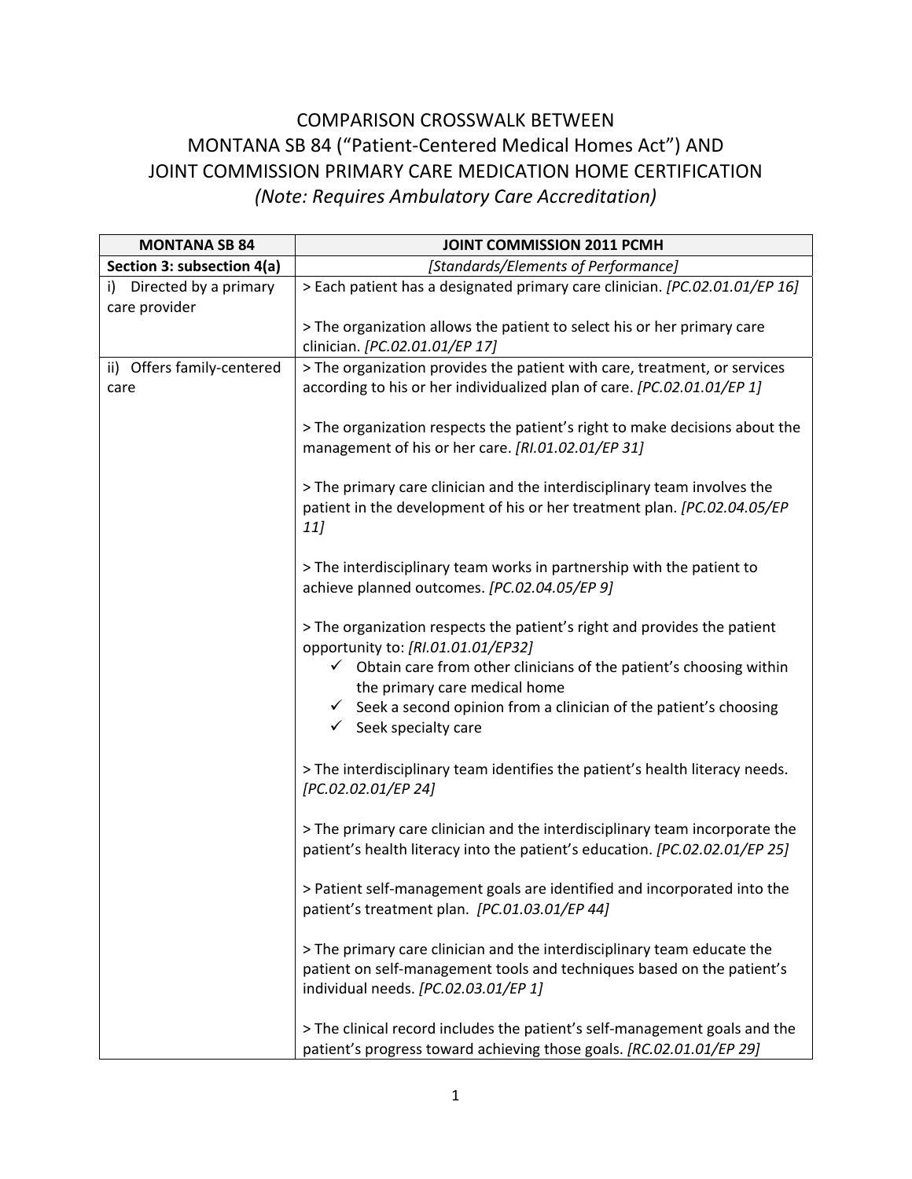# COMPARISON CROSSWALK BETWEEN MONTANA SB 84 ("Patient-Centered Medical Homes Act") AND JOINT COMMISSION PRIMARY CARE MEDICATION HOME CERTIFICATION

*(Note: Requires Ambulatory Care Accreditation)*

| MONTANA SB 84 | JOINT COMMISSION 2011 PCMH |
|---|---|
| **Section 3: subsection 4(a)** | *[Standards/Elements of Performance]* |
| i) Directed by a primary care provider | > Each patient has a designated primary care clinician. *[PC.02.01.01/EP 16]*<br><br>> The organization allows the patient to select his or her primary care clinician. *[PC.02.01.01/EP 17]* |
| ii) Offers family-centered care | > The organization provides the patient with care, treatment, or services according to his or her individualized plan of care. *[PC.02.01.01/EP 1]*<br><br>> The organization respects the patient's right to make decisions about the management of his or her care. *[RI.01.02.01/EP 31]*<br><br>> The primary care clinician and the interdisciplinary team involves the patient in the development of his or her treatment plan. *[PC.02.04.05/EP 11]*<br><br>> The interdisciplinary team works in partnership with the patient to achieve planned outcomes. *[PC.02.04.05/EP 9]*<br><br>> The organization respects the patient's right and provides the patient opportunity to: *[RI.01.01.01/EP32]*<br>✓ Obtain care from other clinicians of the patient's choosing within the primary care medical home<br>✓ Seek a second opinion from a clinician of the patient's choosing<br>✓ Seek specialty care<br><br>> The interdisciplinary team identifies the patient's health literacy needs. *[PC.02.02.01/EP 24]*<br><br>> The primary care clinician and the interdisciplinary team incorporate the patient's health literacy into the patient's education. *[PC.02.02.01/EP 25]*<br><br>> Patient self-management goals are identified and incorporated into the patient's treatment plan. *[PC.01.03.01/EP 44]*<br><br>> The primary care clinician and the interdisciplinary team educate the patient on self-management tools and techniques based on the patient's individual needs. *[PC.02.03.01/EP 1]*<br><br>> The clinical record includes the patient's self-management goals and the patient's progress toward achieving those goals. *[RC.02.01.01/EP 29]* |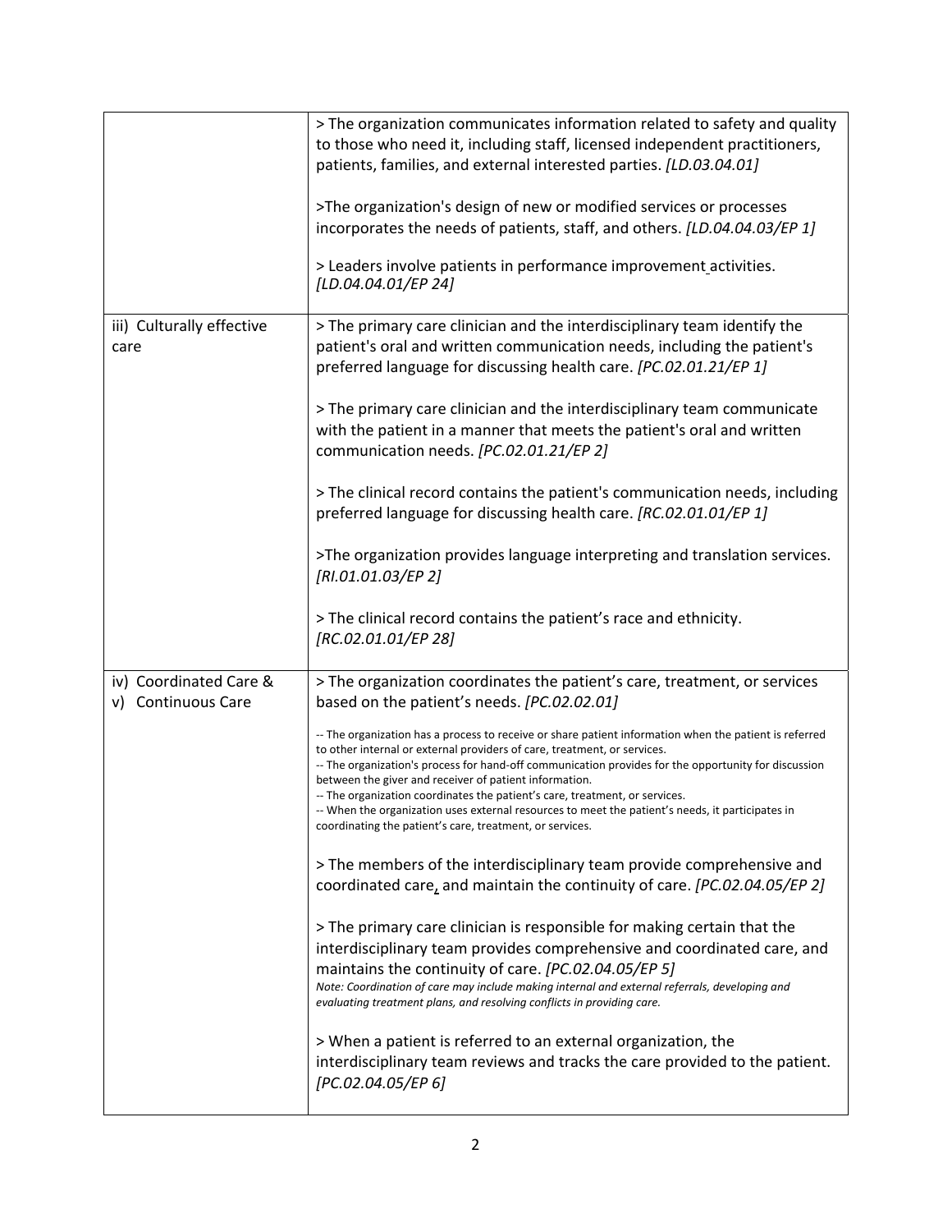| | |
|---|---|
| | > The organization communicates information related to safety and quality to those who need it, including staff, licensed independent practitioners, patients, families, and external interested parties. *[LD.03.04.01]*<br><br>>The organization's design of new or modified services or processes incorporates the needs of patients, staff, and others. *[LD.04.04.03/EP 1]*<br><br>> Leaders involve patients in performance improvement activities. *[LD.04.04.01/EP 24]* |
| iii) Culturally effective care | > The primary care clinician and the interdisciplinary team identify the patient's oral and written communication needs, including the patient's preferred language for discussing health care. *[PC.02.01.21/EP 1]*<br><br>> The primary care clinician and the interdisciplinary team communicate with the patient in a manner that meets the patient's oral and written communication needs. *[PC.02.01.21/EP 2]*<br><br>> The clinical record contains the patient's communication needs, including preferred language for discussing health care. *[RC.02.01.01/EP 1]*<br><br>>The organization provides language interpreting and translation services. *[RI.01.01.03/EP 2]*<br><br>> The clinical record contains the patient's race and ethnicity. *[RC.02.01.01/EP 28]* |
| iv) Coordinated Care & v) Continuous Care | > The organization coordinates the patient's care, treatment, or services based on the patient's needs. *[PC.02.02.01]*<br><br>-- The organization has a process to receive or share patient information when the patient is referred to other internal or external providers of care, treatment, or services.<br>-- The organization's process for hand-off communication provides for the opportunity for discussion between the giver and receiver of patient information.<br>-- The organization coordinates the patient's care, treatment, or services.<br>-- When the organization uses external resources to meet the patient's needs, it participates in coordinating the patient's care, treatment, or services.<br><br>> The members of the interdisciplinary team provide comprehensive and coordinated care, and maintain the continuity of care. *[PC.02.04.05/EP 2]*<br><br>> The primary care clinician is responsible for making certain that the interdisciplinary team provides comprehensive and coordinated care, and maintains the continuity of care. *[PC.02.04.05/EP 5]*<br>*Note: Coordination of care may include making internal and external referrals, developing and evaluating treatment plans, and resolving conflicts in providing care.*<br><br>> When a patient is referred to an external organization, the interdisciplinary team reviews and tracks the care provided to the patient. *[PC.02.04.05/EP 6]* |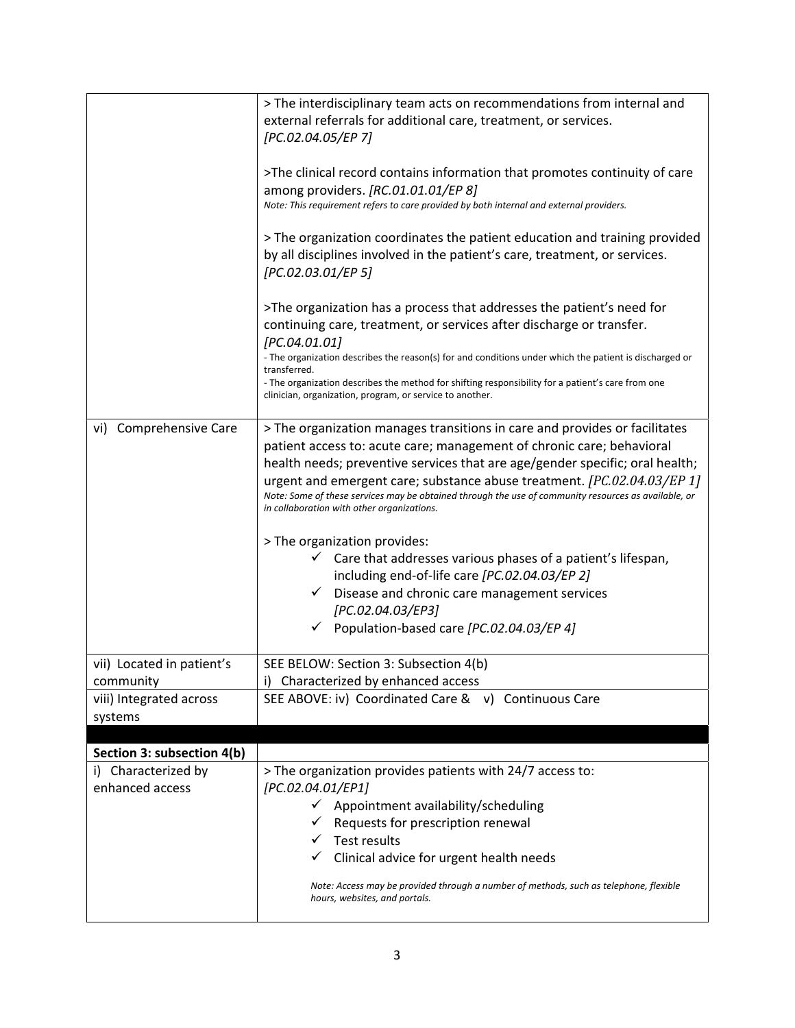| | |
|---|---|
| | > The interdisciplinary team acts on recommendations from internal and external referrals for additional care, treatment, or services. *[PC.02.04.05/EP 7]*<br><br>>The clinical record contains information that promotes continuity of care among providers. *[RC.01.01.01/EP 8]*<br>*Note: This requirement refers to care provided by both internal and external providers.*<br><br>> The organization coordinates the patient education and training provided by all disciplines involved in the patient's care, treatment, or services. *[PC.02.03.01/EP 5]*<br><br>>The organization has a process that addresses the patient's need for continuing care, treatment, or services after discharge or transfer. *[PC.04.01.01]*<br>- The organization describes the reason(s) for and conditions under which the patient is discharged or transferred.<br>- The organization describes the method for shifting responsibility for a patient's care from one clinician, organization, program, or service to another. |
| vi) Comprehensive Care | > The organization manages transitions in care and provides or facilitates patient access to: acute care; management of chronic care; behavioral health needs; preventive services that are age/gender specific; oral health; urgent and emergent care; substance abuse treatment. *[PC.02.04.03/EP 1]*<br>*Note: Some of these services may be obtained through the use of community resources as available, or in collaboration with other organizations.*<br><br>> The organization provides:<br>✓ Care that addresses various phases of a patient's lifespan, including end-of-life care *[PC.02.04.03/EP 2]*<br>✓ Disease and chronic care management services *[PC.02.04.03/EP3]*<br>✓ Population-based care *[PC.02.04.03/EP 4]* |
| vii) Located in patient's community | SEE BELOW: Section 3: Subsection 4(b)<br>i) Characterized by enhanced access |
| viii) Integrated across systems | SEE ABOVE: iv) Coordinated Care & v) Continuous Care |
| | |
| **Section 3: subsection 4(b)** | |
| i) Characterized by enhanced access | > The organization provides patients with 24/7 access to: *[PC.02.04.01/EP1]*<br>✓ Appointment availability/scheduling<br>✓ Requests for prescription renewal<br>✓ Test results<br>✓ Clinical advice for urgent health needs<br><br>*Note: Access may be provided through a number of methods, such as telephone, flexible hours, websites, and portals.* |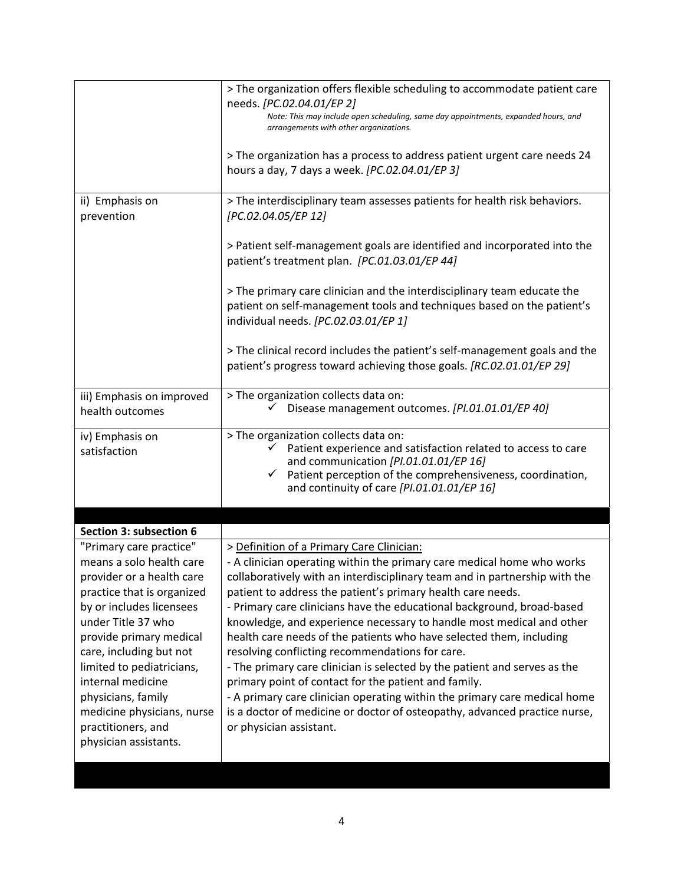| | |
|---|---|
| | > The organization offers flexible scheduling to accommodate patient care needs. *[PC.02.04.01/EP 2]*<br>*Note: This may include open scheduling, same day appointments, expanded hours, and arrangements with other organizations.*<br><br>> The organization has a process to address patient urgent care needs 24 hours a day, 7 days a week. *[PC.02.04.01/EP 3]* |
| ii) Emphasis on prevention | > The interdisciplinary team assesses patients for health risk behaviors. *[PC.02.04.05/EP 12]*<br><br>> Patient self-management goals are identified and incorporated into the patient's treatment plan. *[PC.01.03.01/EP 44]*<br><br>> The primary care clinician and the interdisciplinary team educate the patient on self-management tools and techniques based on the patient's individual needs. *[PC.02.03.01/EP 1]*<br><br>> The clinical record includes the patient's self-management goals and the patient's progress toward achieving those goals. *[RC.02.01.01/EP 29]* |
| iii) Emphasis on improved health outcomes | > The organization collects data on:<br>✓ Disease management outcomes. *[PI.01.01.01/EP 40]* |
| iv) Emphasis on satisfaction | > The organization collects data on:<br>✓ Patient experience and satisfaction related to access to care and communication *[PI.01.01.01/EP 16]*<br>✓ Patient perception of the comprehensiveness, coordination, and continuity of care *[PI.01.01.01/EP 16]* |
| | |
| **Section 3: subsection 6** | |
| "Primary care practice" means a solo health care provider or a health care practice that is organized by or includes licensees under Title 37 who provide primary medical care, including but not limited to pediatricians, internal medicine physicians, family medicine physicians, nurse practitioners, and physician assistants. | > Definition of a Primary Care Clinician:<br>- A clinician operating within the primary care medical home who works collaboratively with an interdisciplinary team and in partnership with the patient to address the patient's primary health care needs.<br>- Primary care clinicians have the educational background, broad-based knowledge, and experience necessary to handle most medical and other health care needs of the patients who have selected them, including resolving conflicting recommendations for care.<br>- The primary care clinician is selected by the patient and serves as the primary point of contact for the patient and family.<br>- A primary care clinician operating within the primary care medical home is a doctor of medicine or doctor of osteopathy, advanced practice nurse, or physician assistant. |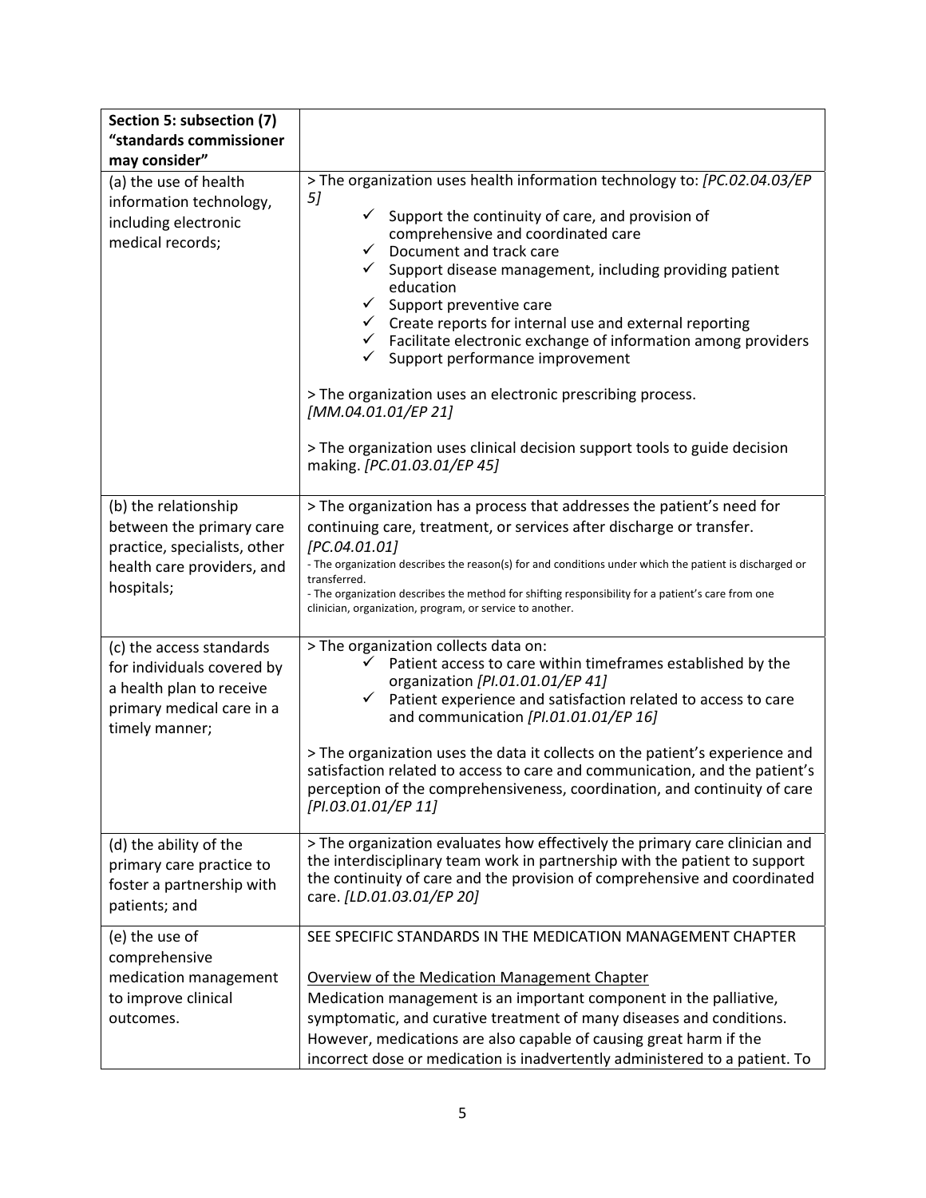| **Section 5: subsection (7) "standards commissioner may consider"** | |
|---|---|
| (a) the use of health information technology, including electronic medical records; | > The organization uses health information technology to: *[PC.02.04.03/EP 5]*<br>✓ Support the continuity of care, and provision of comprehensive and coordinated care<br>✓ Document and track care<br>✓ Support disease management, including providing patient education<br>✓ Support preventive care<br>✓ Create reports for internal use and external reporting<br>✓ Facilitate electronic exchange of information among providers<br>✓ Support performance improvement<br><br>> The organization uses an electronic prescribing process. *[MM.04.01.01/EP 21]*<br><br>> The organization uses clinical decision support tools to guide decision making. *[PC.01.03.01/EP 45]* |
| (b) the relationship between the primary care practice, specialists, other health care providers, and hospitals; | > The organization has a process that addresses the patient's need for continuing care, treatment, or services after discharge or transfer. *[PC.04.01.01]*<br>- The organization describes the reason(s) for and conditions under which the patient is discharged or transferred.<br>- The organization describes the method for shifting responsibility for a patient's care from one clinician, organization, program, or service to another. |
| (c) the access standards for individuals covered by a health plan to receive primary medical care in a timely manner; | > The organization collects data on:<br>✓ Patient access to care within timeframes established by the organization *[PI.01.01.01/EP 41]*<br>✓ Patient experience and satisfaction related to access to care and communication *[PI.01.01.01/EP 16]*<br><br>> The organization uses the data it collects on the patient's experience and satisfaction related to access to care and communication, and the patient's perception of the comprehensiveness, coordination, and continuity of care *[PI.03.01.01/EP 11]* |
| (d) the ability of the primary care practice to foster a partnership with patients; and | > The organization evaluates how effectively the primary care clinician and the interdisciplinary team work in partnership with the patient to support the continuity of care and the provision of comprehensive and coordinated care. *[LD.01.03.01/EP 20]* |
| (e) the use of comprehensive medication management to improve clinical outcomes. | SEE SPECIFIC STANDARDS IN THE MEDICATION MANAGEMENT CHAPTER<br><br><u>Overview of the Medication Management Chapter</u><br>Medication management is an important component in the palliative, symptomatic, and curative treatment of many diseases and conditions. However, medications are also capable of causing great harm if the incorrect dose or medication is inadvertently administered to a patient. To |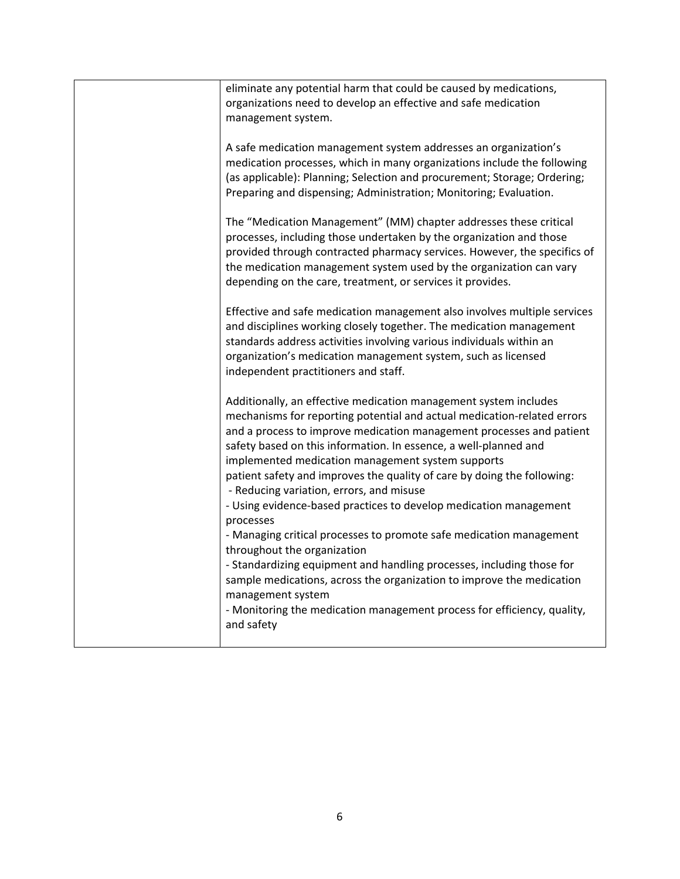| | |
|---|---|
| | eliminate any potential harm that could be caused by medications, organizations need to develop an effective and safe medication management system.<br><br>A safe medication management system addresses an organization's medication processes, which in many organizations include the following (as applicable): Planning; Selection and procurement; Storage; Ordering; Preparing and dispensing; Administration; Monitoring; Evaluation.<br><br>The "Medication Management" (MM) chapter addresses these critical processes, including those undertaken by the organization and those provided through contracted pharmacy services. However, the specifics of the medication management system used by the organization can vary depending on the care, treatment, or services it provides.<br><br>Effective and safe medication management also involves multiple services and disciplines working closely together. The medication management standards address activities involving various individuals within an organization's medication management system, such as licensed independent practitioners and staff.<br><br>Additionally, an effective medication management system includes mechanisms for reporting potential and actual medication-related errors and a process to improve medication management processes and patient safety based on this information. In essence, a well-planned and implemented medication management system supports patient safety and improves the quality of care by doing the following:<br>- Reducing variation, errors, and misuse<br>- Using evidence-based practices to develop medication management processes<br>- Managing critical processes to promote safe medication management throughout the organization<br>- Standardizing equipment and handling processes, including those for sample medications, across the organization to improve the medication management system<br>- Monitoring the medication management process for efficiency, quality, and safety |